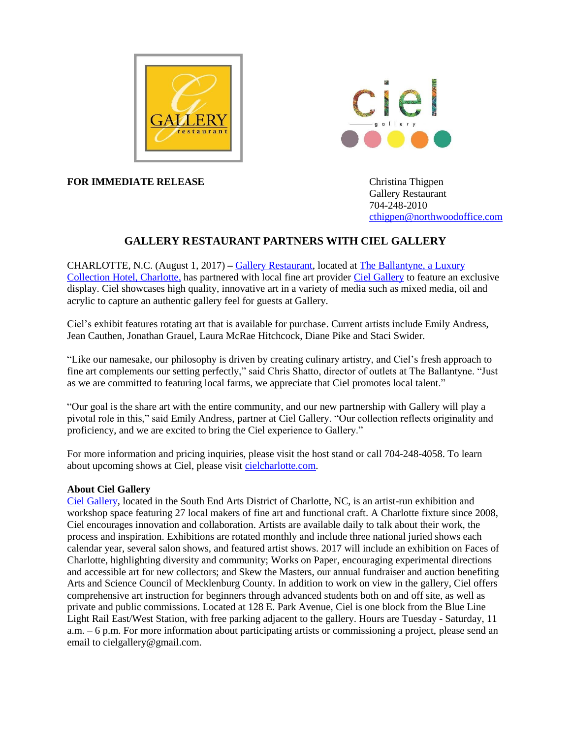**FOR IMMEDIATE RELEASE**

Christina Thigpen
Gallery Restaurant
704-248-2010
cthigpen@northwoodoffice.com

## GALLERY RESTAURANT PARTNERS WITH CIEL GALLERY

CHARLOTTE, N.C. (August 1, 2017) – Gallery Restaurant, located at The Ballantyne, a Luxury Collection Hotel, Charlotte, has partnered with local fine art provider Ciel Gallery to feature an exclusive display. Ciel showcases high quality, innovative art in a variety of media such as mixed media, oil and acrylic to capture an authentic gallery feel for guests at Gallery.

Ciel's exhibit features rotating art that is available for purchase. Current artists include Emily Andress, Jean Cauthen, Jonathan Grauel, Laura McRae Hitchcock, Diane Pike and Staci Swider.

"Like our namesake, our philosophy is driven by creating culinary artistry, and Ciel's fresh approach to fine art complements our setting perfectly," said Chris Shatto, director of outlets at The Ballantyne. "Just as we are committed to featuring local farms, we appreciate that Ciel promotes local talent."

"Our goal is the share art with the entire community, and our new partnership with Gallery will play a pivotal role in this," said Emily Andress, partner at Ciel Gallery. "Our collection reflects originality and proficiency, and we are excited to bring the Ciel experience to Gallery."

For more information and pricing inquiries, please visit the host stand or call 704-248-4058. To learn about upcoming shows at Ciel, please visit cielcharlotte.com.

**About Ciel Gallery**

Ciel Gallery, located in the South End Arts District of Charlotte, NC, is an artist-run exhibition and workshop space featuring 27 local makers of fine art and functional craft. A Charlotte fixture since 2008, Ciel encourages innovation and collaboration. Artists are available daily to talk about their work, the process and inspiration. Exhibitions are rotated monthly and include three national juried shows each calendar year, several salon shows, and featured artist shows. 2017 will include an exhibition on Faces of Charlotte, highlighting diversity and community; Works on Paper, encouraging experimental directions and accessible art for new collectors; and Skew the Masters, our annual fundraiser and auction benefiting Arts and Science Council of Mecklenburg County. In addition to work on view in the gallery, Ciel offers comprehensive art instruction for beginners through advanced students both on and off site, as well as private and public commissions. Located at 128 E. Park Avenue, Ciel is one block from the Blue Line Light Rail East/West Station, with free parking adjacent to the gallery. Hours are Tuesday - Saturday, 11 a.m. – 6 p.m. For more information about participating artists or commissioning a project, please send an email to cielgallery@gmail.com.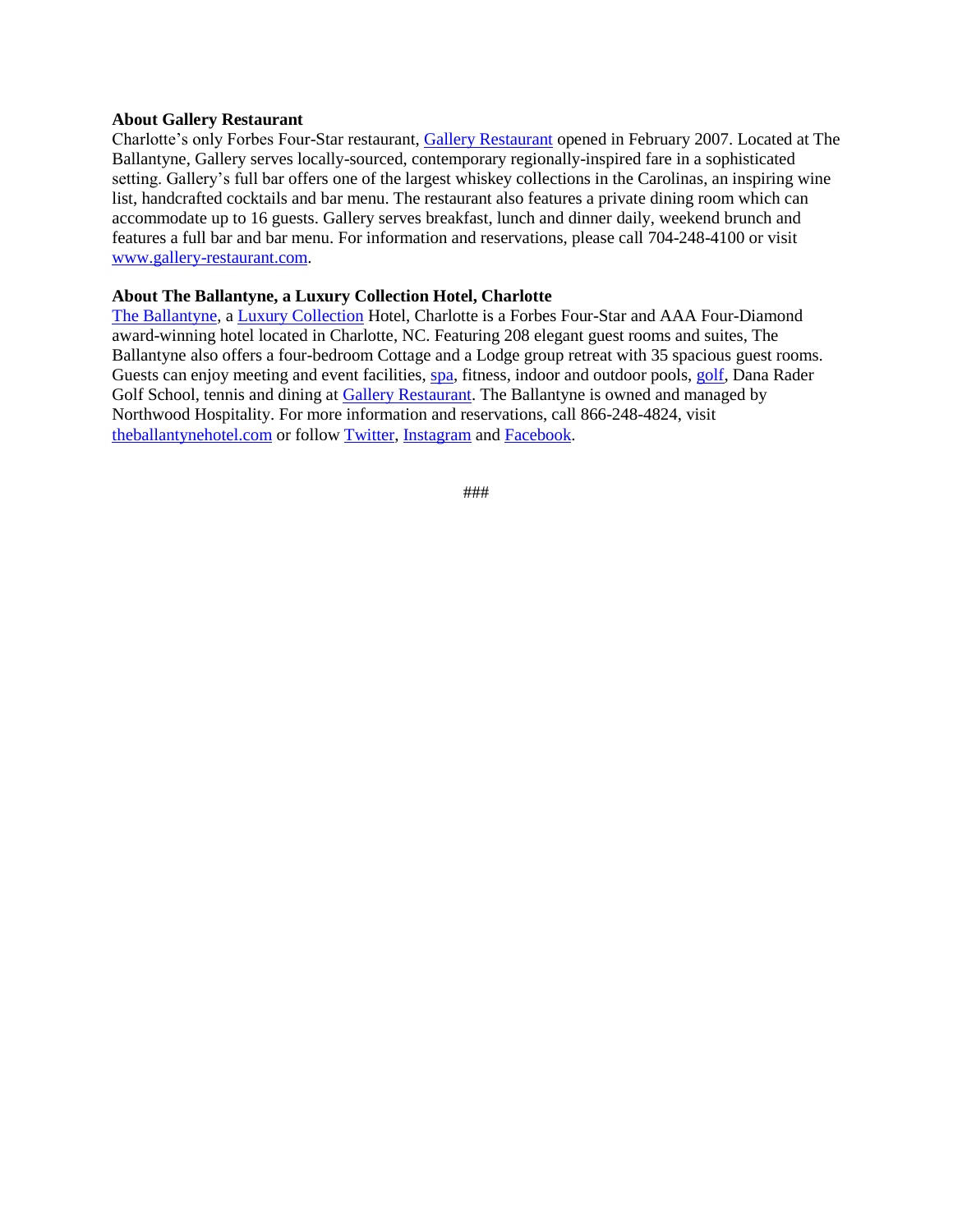**About Gallery Restaurant**

Charlotte's only Forbes Four-Star restaurant, Gallery Restaurant opened in February 2007. Located at The Ballantyne, Gallery serves locally-sourced, contemporary regionally-inspired fare in a sophisticated setting. Gallery's full bar offers one of the largest whiskey collections in the Carolinas, an inspiring wine list, handcrafted cocktails and bar menu. The restaurant also features a private dining room which can accommodate up to 16 guests. Gallery serves breakfast, lunch and dinner daily, weekend brunch and features a full bar and bar menu. For information and reservations, please call 704-248-4100 or visit www.gallery-restaurant.com.

**About The Ballantyne, a Luxury Collection Hotel, Charlotte**

The Ballantyne, a Luxury Collection Hotel, Charlotte is a Forbes Four-Star and AAA Four-Diamond award-winning hotel located in Charlotte, NC. Featuring 208 elegant guest rooms and suites, The Ballantyne also offers a four-bedroom Cottage and a Lodge group retreat with 35 spacious guest rooms. Guests can enjoy meeting and event facilities, spa, fitness, indoor and outdoor pools, golf, Dana Rader Golf School, tennis and dining at Gallery Restaurant. The Ballantyne is owned and managed by Northwood Hospitality. For more information and reservations, call 866-248-4824, visit theballantynehotel.com or follow Twitter, Instagram and Facebook.

###